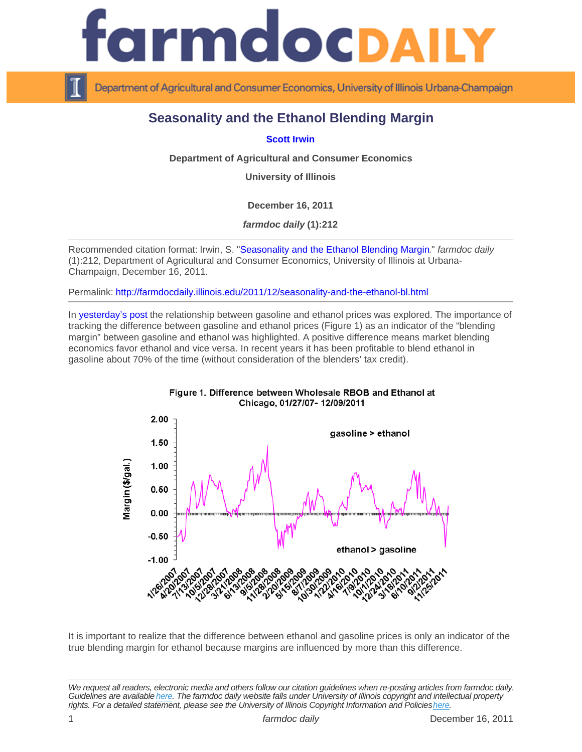# Seasonality and the Ethanol Blending Margin

**Scott Irwin**

**Department of Agricultural and Consumer Economics**

**University of Illinois**

**December 16, 2011**

***farmdoc daily* (1):212**

Recommended citation format: Irwin, S. "Seasonality and the Ethanol Blending Margin." *farmdoc daily* (1):212, Department of Agricultural and Consumer Economics, University of Illinois at Urbana-Champaign, December 16, 2011.

Permalink: http://farmdocdaily.illinois.edu/2011/12/seasonality-and-the-ethanol-bl.html

In yesterday's post the relationship between gasoline and ethanol prices was explored. The importance of tracking the difference between gasoline and ethanol prices (Figure 1) as an indicator of the "blending margin" between gasoline and ethanol was highlighted. A positive difference means market blending economics favor ethanol and vice versa. In recent years it has been profitable to blend ethanol in gasoline about 70% of the time (without consideration of the blenders' tax credit).

Figure 1. Difference between Wholesale RBOB and Ethanol at Chicago, 01/27/07- 12/09/2011

It is important to realize that the difference between ethanol and gasoline prices is only an indicator of the true blending margin for ethanol because margins are influenced by more than this difference.

*We request all readers, electronic media and others follow our citation guidelines when re-posting articles from farmdoc daily. Guidelines are available here. The farmdoc daily website falls under University of Illinois copyright and intellectual property rights. For a detailed statement, please see the University of Illinois Copyright Information and Policies here.*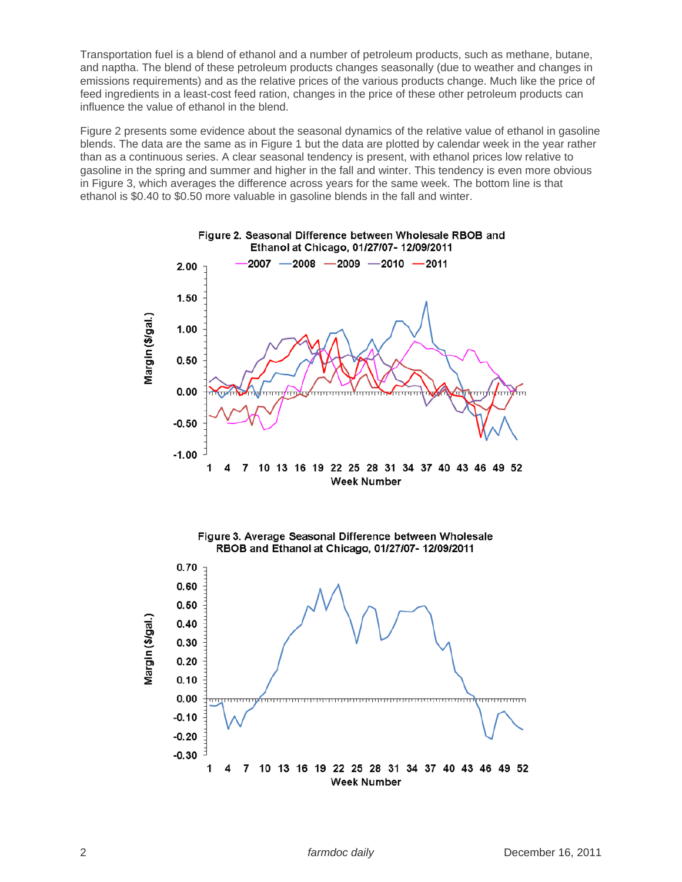Transportation fuel is a blend of ethanol and a number of petroleum products, such as methane, butane, and naptha. The blend of these petroleum products changes seasonally (due to weather and changes in emissions requirements) and as the relative prices of the various products change. Much like the price of feed ingredients in a least-cost feed ration, changes in the price of these other petroleum products can influence the value of ethanol in the blend.

Figure 2 presents some evidence about the seasonal dynamics of the relative value of ethanol in gasoline blends. The data are the same as in Figure 1 but the data are plotted by calendar week in the year rather than as a continuous series. A clear seasonal tendency is present, with ethanol prices low relative to gasoline in the spring and summer and higher in the fall and winter. This tendency is even more obvious in Figure 3, which averages the difference across years for the same week. The bottom line is that ethanol is \$0.40 to \$0.50 more valuable in gasoline blends in the fall and winter.

**Figure 2. Seasonal Difference between Wholesale RBOB and Ethanol at Chicago, 01/27/07- 12/09/2011**

**Figure 3. Average Seasonal Difference between Wholesale RBOB and Ethanol at Chicago, 01/27/07- 12/09/2011**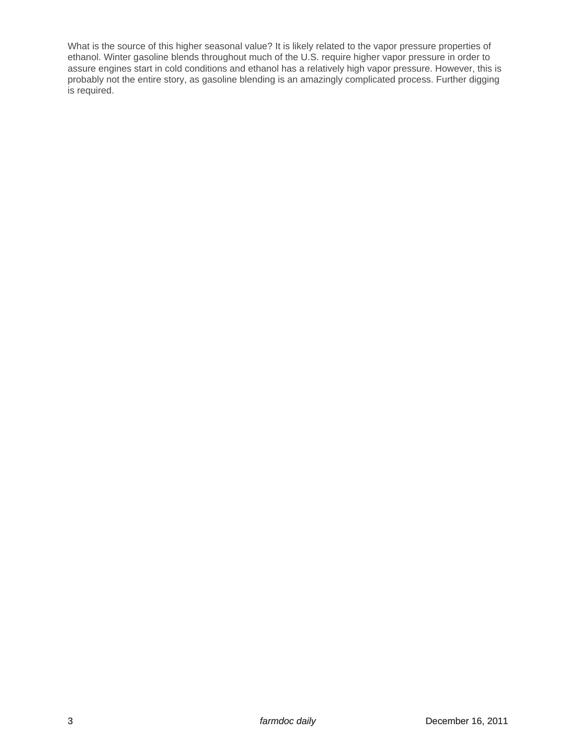What is the source of this higher seasonal value? It is likely related to the vapor pressure properties of ethanol. Winter gasoline blends throughout much of the U.S. require higher vapor pressure in order to assure engines start in cold conditions and ethanol has a relatively high vapor pressure. However, this is probably not the entire story, as gasoline blending is an amazingly complicated process. Further digging is required.